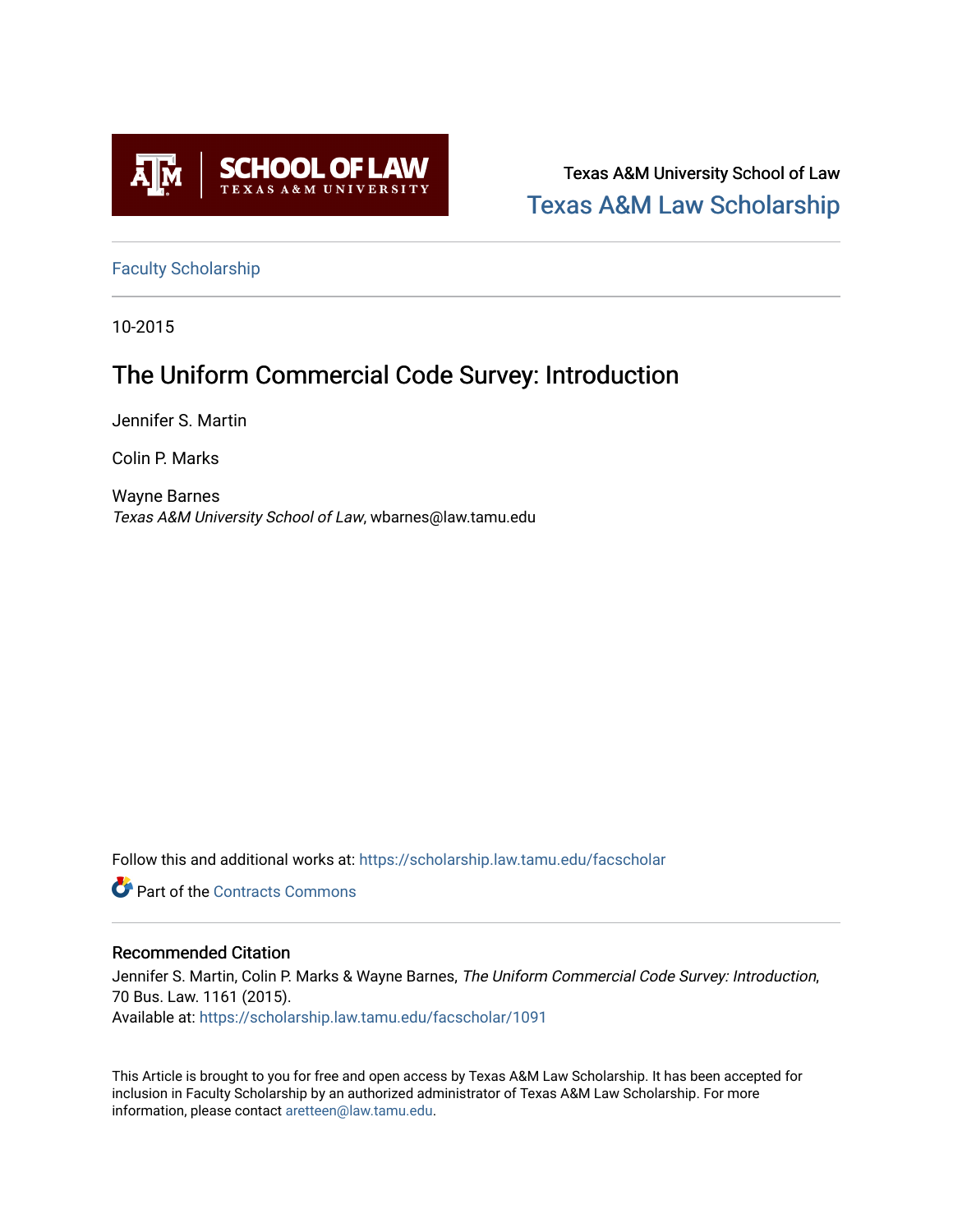Texas A&M University School of Law

Texas A&M Law Scholarship

Faculty Scholarship

10-2015

# The Uniform Commercial Code Survey: Introduction

Jennifer S. Martin

Colin P. Marks

Wayne Barnes
*Texas A&M University School of Law*, wbarnes@law.tamu.edu

Follow this and additional works at: https://scholarship.law.tamu.edu/facscholar

Part of the Contracts Commons

## Recommended Citation

Jennifer S. Martin, Colin P. Marks & Wayne Barnes, *The Uniform Commercial Code Survey: Introduction*, 70 Bus. Law. 1161 (2015).
Available at: https://scholarship.law.tamu.edu/facscholar/1091

This Article is brought to you for free and open access by Texas A&M Law Scholarship. It has been accepted for inclusion in Faculty Scholarship by an authorized administrator of Texas A&M Law Scholarship. For more information, please contact aretteen@law.tamu.edu.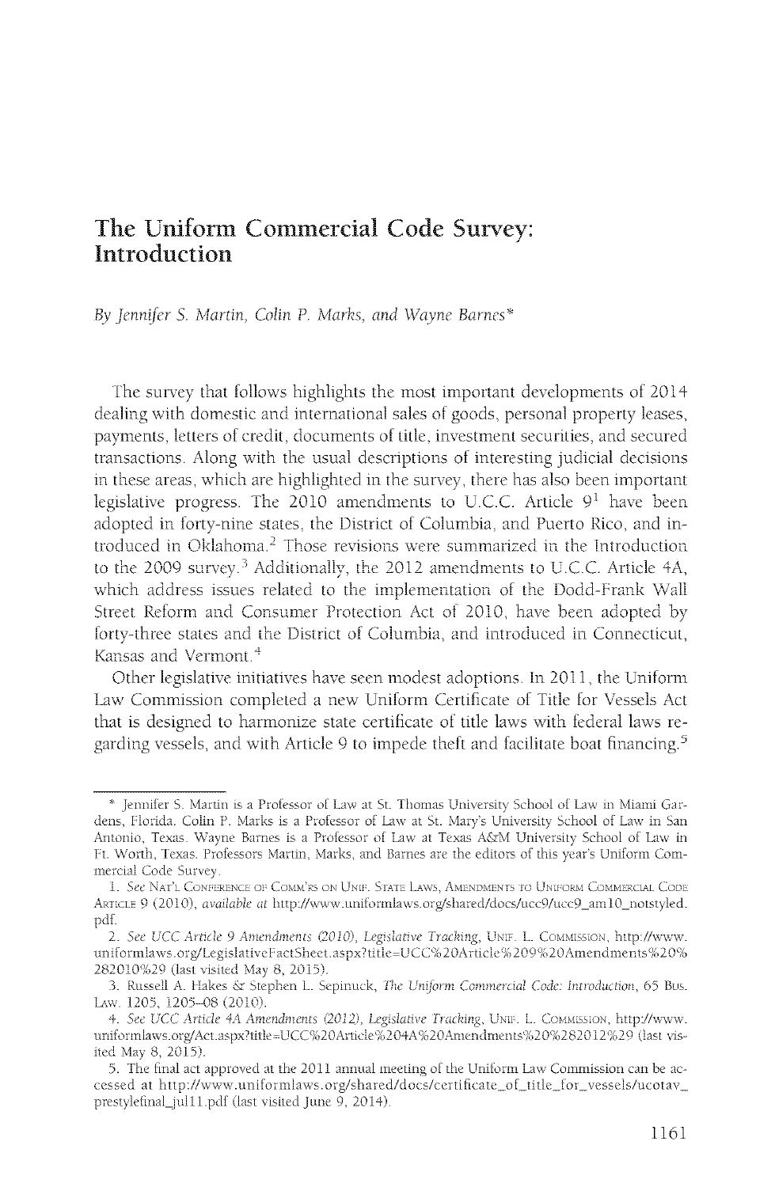# The Uniform Commercial Code Survey: Introduction

*By Jennifer S. Martin, Colin P. Marks, and Wayne Barnes**

The survey that follows highlights the most important developments of 2014 dealing with domestic and international sales of goods, personal property leases, payments, letters of credit, documents of title, investment securities, and secured transactions. Along with the usual descriptions of interesting judicial decisions in these areas, which are highlighted in the survey, there has also been important legislative progress. The 2010 amendments to U.C.C. Article 9[1] have been adopted in forty-nine states, the District of Columbia, and Puerto Rico, and introduced in Oklahoma.[2] Those revisions were summarized in the Introduction to the 2009 survey.[3] Additionally, the 2012 amendments to U.C.C. Article 4A, which address issues related to the implementation of the Dodd-Frank Wall Street Reform and Consumer Protection Act of 2010, have been adopted by forty-three states and the District of Columbia, and introduced in Connecticut, Kansas and Vermont.[4]

Other legislative initiatives have seen modest adoptions. In 2011, the Uniform Law Commission completed a new Uniform Certificate of Title for Vessels Act that is designed to harmonize state certificate of title laws with federal laws regarding vessels, and with Article 9 to impede theft and facilitate boat financing.[5]

---

\* Jennifer S. Martin is a Professor of Law at St. Thomas University School of Law in Miami Gardens, Florida. Colin P. Marks is a Professor of Law at St. Mary's University School of Law in San Antonio, Texas. Wayne Barnes is a Professor of Law at Texas A&M University School of Law in Ft. Worth, Texas. Professors Martin, Marks, and Barnes are the editors of this year's Uniform Commercial Code Survey.

1. *See* Nat'l Conference of Comm'rs on Unif. State Laws, Amendments to Uniform Commercial Code Article 9 (2010), *available at* http://www.uniformlaws.org/shared/docs/ucc9/ucc9_am10_notstyled.pdf.

2. *See UCC Article 9 Amendments (2010), Legislative Tracking*, Unif. L. Commission, http://www.uniformlaws.org/LegislativeFactSheet.aspx?title=UCC%20Article%209%20Amendments%20%282010%29 (last visited May 8, 2015).

3. Russell A. Hakes & Stephen L. Sepinuck, *The Uniform Commercial Code: Introduction*, 65 Bus. Law. 1205, 1205–08 (2010).

4. *See UCC Article 4A Amendments (2012), Legislative Tracking*, Unif. L. Commission, http://www.uniformlaws.org/Act.aspx?title=UCC%20Article%204A%20Amendments%20%282012%29 (last visited May 8, 2015).

5. The final act approved at the 2011 annual meeting of the Uniform Law Commission can be accessed at http://www.uniformlaws.org/shared/docs/certificate_of_title_for_vessels/ucotav_prestylefinal_jul11.pdf (last visited June 9, 2014).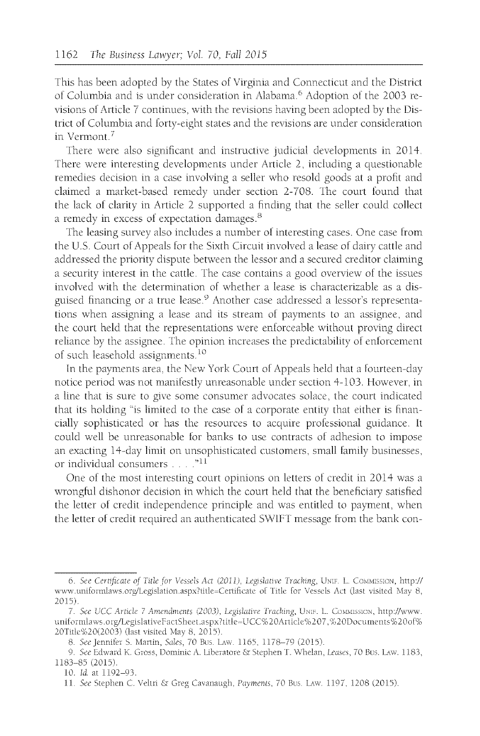This has been adopted by the States of Virginia and Connecticut and the District of Columbia and is under consideration in Alabama.[6] Adoption of the 2003 revisions of Article 7 continues, with the revisions having been adopted by the District of Columbia and forty-eight states and the revisions are under consideration in Vermont.[7]

There were also significant and instructive judicial developments in 2014. There were interesting developments under Article 2, including a questionable remedies decision in a case involving a seller who resold goods at a profit and claimed a market-based remedy under section 2-708. The court found that the lack of clarity in Article 2 supported a finding that the seller could collect a remedy in excess of expectation damages.[8]

The leasing survey also includes a number of interesting cases. One case from the U.S. Court of Appeals for the Sixth Circuit involved a lease of dairy cattle and addressed the priority dispute between the lessor and a secured creditor claiming a security interest in the cattle. The case contains a good overview of the issues involved with the determination of whether a lease is characterizable as a disguised financing or a true lease.[9] Another case addressed a lessor's representations when assigning a lease and its stream of payments to an assignee, and the court held that the representations were enforceable without proving direct reliance by the assignee. The opinion increases the predictability of enforcement of such leasehold assignments.[10]

In the payments area, the New York Court of Appeals held that a fourteen-day notice period was not manifestly unreasonable under section 4-103. However, in a line that is sure to give some consumer advocates solace, the court indicated that its holding "is limited to the case of a corporate entity that either is financially sophisticated or has the resources to acquire professional guidance. It could well be unreasonable for banks to use contracts of adhesion to impose an exacting 14-day limit on unsophisticated customers, small family businesses, or individual consumers . . . ."[11]

One of the most interesting court opinions on letters of credit in 2014 was a wrongful dishonor decision in which the court held that the beneficiary satisfied the letter of credit independence principle and was entitled to payment, when the letter of credit required an authenticated SWIFT message from the bank con-

---

6. *See Certificate of Title for Vessels Act (2011), Legislative Tracking*, UNIF. L. COMMISSION, http://www.uniformlaws.org/Legislation.aspx?title=Certificate of Title for Vessels Act (last visited May 8, 2015).

7. *See UCC Article 7 Amendments (2003), Legislative Tracking*, UNIF. L. COMMISSION, http://www.uniformlaws.org/LegislativeFactSheet.aspx?title=UCC%20Article%207,%20Documents%20of%20Title%20(2003) (last visited May 8, 2015).

8. *See* Jennifer S. Martin, *Sales*, 70 BUS. LAW. 1165, 1178–79 (2015).

9. *See* Edward K. Gross, Dominic A. Liberatore & Stephen T. Whelan, *Leases*, 70 BUS. LAW. 1183, 1183–85 (2015).

10. *Id.* at 1192–93.

11. *See* Stephen C. Veltri & Greg Cavanaugh, *Payments*, 70 BUS. LAW. 1197, 1208 (2015).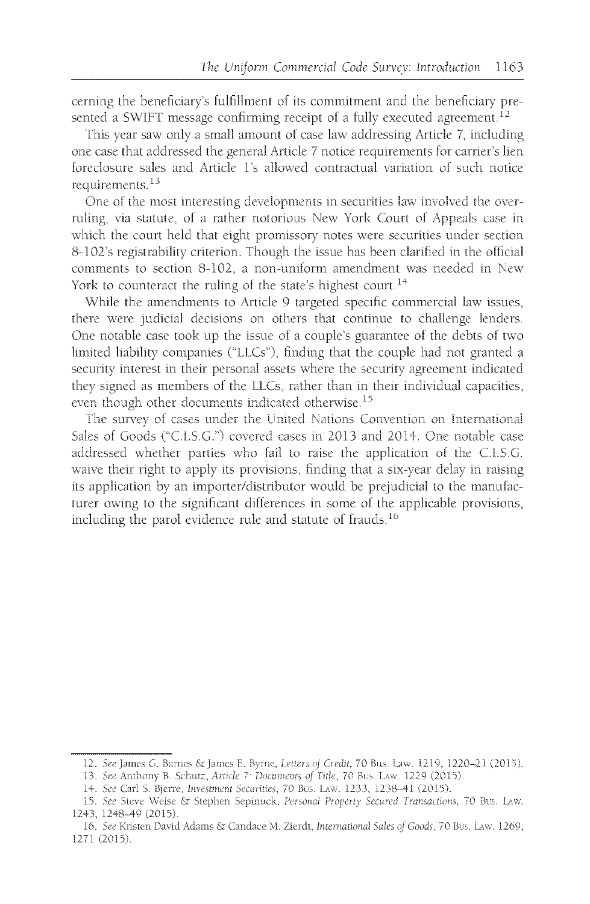cerning the beneficiary's fulfillment of its commitment and the beneficiary presented a SWIFT message confirming receipt of a fully executed agreement.[12]

This year saw only a small amount of case law addressing Article 7, including one case that addressed the general Article 7 notice requirements for carrier's lien foreclosure sales and Article 1's allowed contractual variation of such notice requirements.[13]

One of the most interesting developments in securities law involved the overruling, via statute, of a rather notorious New York Court of Appeals case in which the court held that eight promissory notes were securities under section 8-102's registrability criterion. Though the issue has been clarified in the official comments to section 8-102, a non-uniform amendment was needed in New York to counteract the ruling of the state's highest court.[14]

While the amendments to Article 9 targeted specific commercial law issues, there were judicial decisions on others that continue to challenge lenders. One notable case took up the issue of a couple's guarantee of the debts of two limited liability companies ("LLCs"), finding that the couple had not granted a security interest in their personal assets where the security agreement indicated they signed as members of the LLCs, rather than in their individual capacities, even though other documents indicated otherwise.[15]

The survey of cases under the United Nations Convention on International Sales of Goods ("C.I.S.G.") covered cases in 2013 and 2014. One notable case addressed whether parties who fail to raise the application of the C.I.S.G. waive their right to apply its provisions, finding that a six-year delay in raising its application by an importer/distributor would be prejudicial to the manufacturer owing to the significant differences in some of the applicable provisions, including the parol evidence rule and statute of frauds.[16]

---

12. *See* James G. Barnes & James E. Byrne, *Letters of Credit*, 70 Bus. Law. 1219, 1220–21 (2015).

13. *See* Anthony B. Schutz, *Article 7: Documents of Title*, 70 Bus. Law. 1229 (2015).

14. *See* Carl S. Bjerre, *Investment Securities*, 70 Bus. Law. 1233, 1238–41 (2015).

15. *See* Steve Weise & Stephen Sepinuck, *Personal Property Secured Transactions*, 70 Bus. Law. 1243, 1248–49 (2015).

16. *See* Kristen David Adams & Candace M. Zierdt, *International Sales of Goods*, 70 Bus. Law. 1269, 1271 (2015).